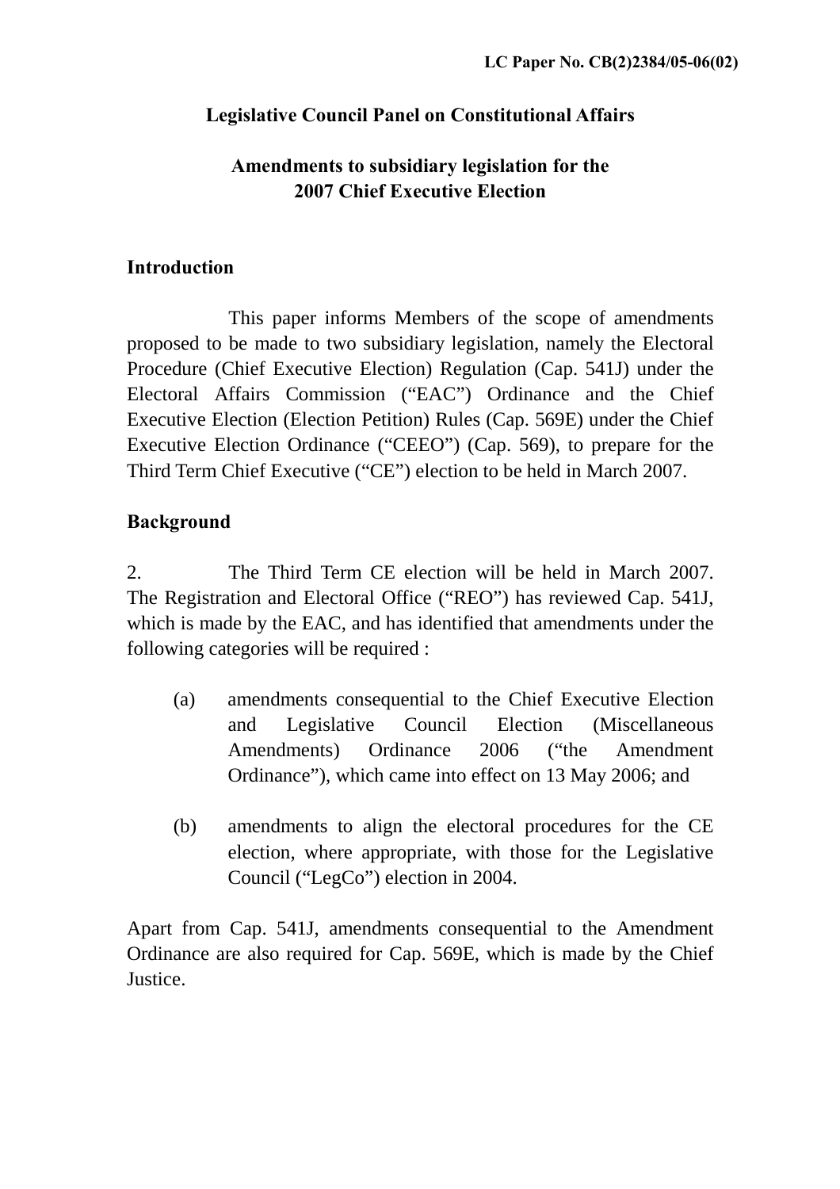LC Paper No. CB(2)2384/05-06(02)

**Legislative Council Panel on Constitutional Affairs**

**Amendments to subsidiary legislation for the 2007 Chief Executive Election**

## Introduction

This paper informs Members of the scope of amendments proposed to be made to two subsidiary legislation, namely the Electoral Procedure (Chief Executive Election) Regulation (Cap. 541J) under the Electoral Affairs Commission ("EAC") Ordinance and the Chief Executive Election (Election Petition) Rules (Cap. 569E) under the Chief Executive Election Ordinance ("CEEO") (Cap. 569), to prepare for the Third Term Chief Executive ("CE") election to be held in March 2007.

## Background

2. The Third Term CE election will be held in March 2007. The Registration and Electoral Office ("REO") has reviewed Cap. 541J, which is made by the EAC, and has identified that amendments under the following categories will be required :

(a) amendments consequential to the Chief Executive Election and Legislative Council Election (Miscellaneous Amendments) Ordinance 2006 ("the Amendment Ordinance"), which came into effect on 13 May 2006; and

(b) amendments to align the electoral procedures for the CE election, where appropriate, with those for the Legislative Council ("LegCo") election in 2004.

Apart from Cap. 541J, amendments consequential to the Amendment Ordinance are also required for Cap. 569E, which is made by the Chief Justice.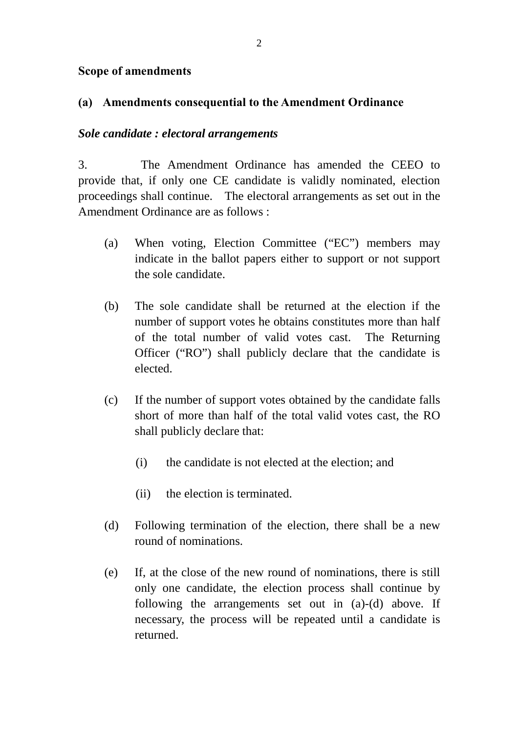**Scope of amendments**

**(a) Amendments consequential to the Amendment Ordinance**

***Sole candidate : electoral arrangements***

3. The Amendment Ordinance has amended the CEEO to provide that, if only one CE candidate is validly nominated, election proceedings shall continue. The electoral arrangements as set out in the Amendment Ordinance are as follows :

(a) When voting, Election Committee ("EC") members may indicate in the ballot papers either to support or not support the sole candidate.

(b) The sole candidate shall be returned at the election if the number of support votes he obtains constitutes more than half of the total number of valid votes cast. The Returning Officer ("RO") shall publicly declare that the candidate is elected.

(c) If the number of support votes obtained by the candidate falls short of more than half of the total valid votes cast, the RO shall publicly declare that:

  (i) the candidate is not elected at the election; and

  (ii) the election is terminated.

(d) Following termination of the election, there shall be a new round of nominations.

(e) If, at the close of the new round of nominations, there is still only one candidate, the election process shall continue by following the arrangements set out in (a)-(d) above. If necessary, the process will be repeated until a candidate is returned.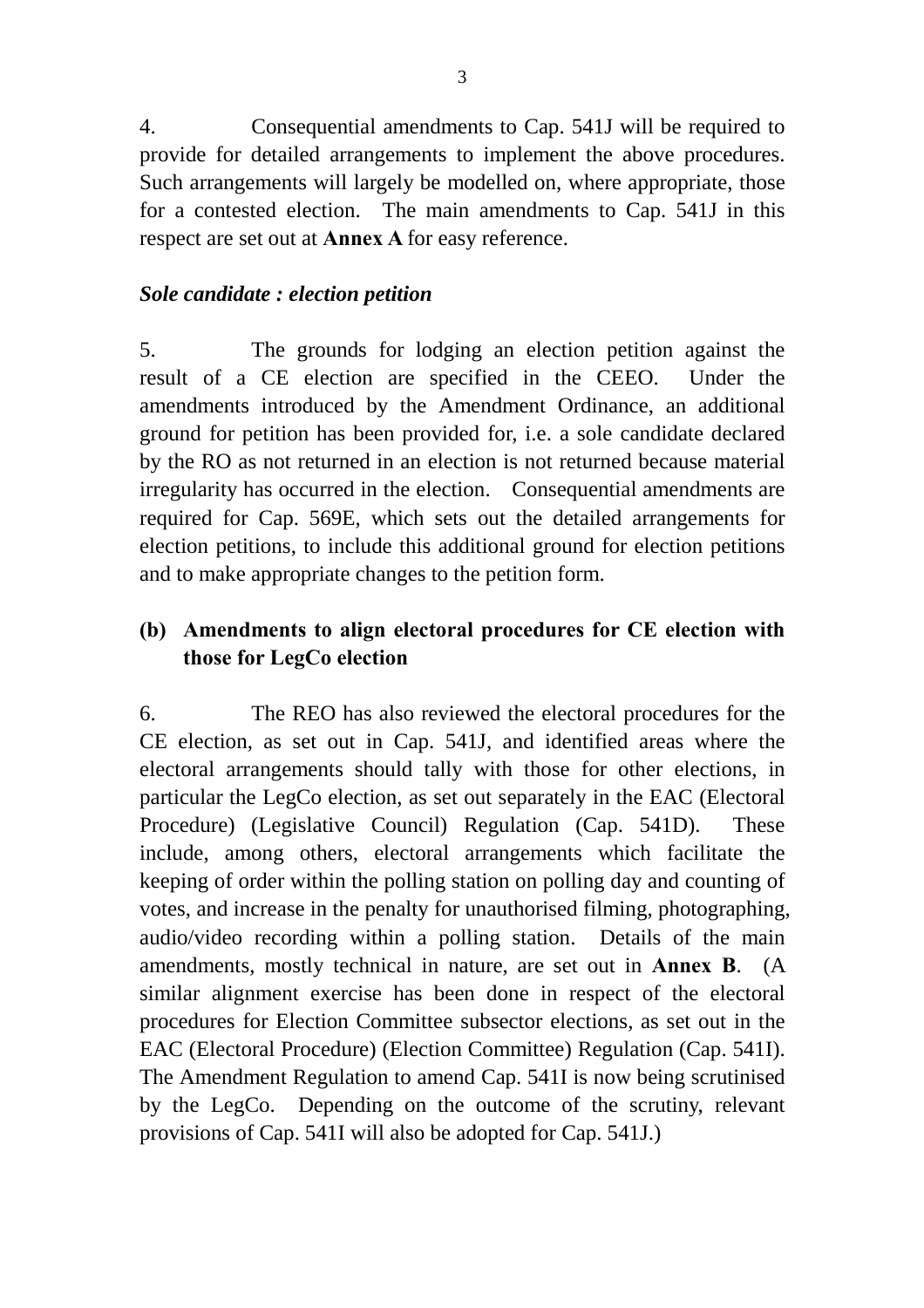4. Consequential amendments to Cap. 541J will be required to provide for detailed arrangements to implement the above procedures. Such arrangements will largely be modelled on, where appropriate, those for a contested election. The main amendments to Cap. 541J in this respect are set out at **Annex A** for easy reference.

***Sole candidate : election petition***

5. The grounds for lodging an election petition against the result of a CE election are specified in the CEEO. Under the amendments introduced by the Amendment Ordinance, an additional ground for petition has been provided for, i.e. a sole candidate declared by the RO as not returned in an election is not returned because material irregularity has occurred in the election. Consequential amendments are required for Cap. 569E, which sets out the detailed arrangements for election petitions, to include this additional ground for election petitions and to make appropriate changes to the petition form.

**(b) Amendments to align electoral procedures for CE election with those for LegCo election**

6. The REO has also reviewed the electoral procedures for the CE election, as set out in Cap. 541J, and identified areas where the electoral arrangements should tally with those for other elections, in particular the LegCo election, as set out separately in the EAC (Electoral Procedure) (Legislative Council) Regulation (Cap. 541D). These include, among others, electoral arrangements which facilitate the keeping of order within the polling station on polling day and counting of votes, and increase in the penalty for unauthorised filming, photographing, audio/video recording within a polling station. Details of the main amendments, mostly technical in nature, are set out in **Annex B**. (A similar alignment exercise has been done in respect of the electoral procedures for Election Committee subsector elections, as set out in the EAC (Electoral Procedure) (Election Committee) Regulation (Cap. 541I). The Amendment Regulation to amend Cap. 541I is now being scrutinised by the LegCo. Depending on the outcome of the scrutiny, relevant provisions of Cap. 541I will also be adopted for Cap. 541J.)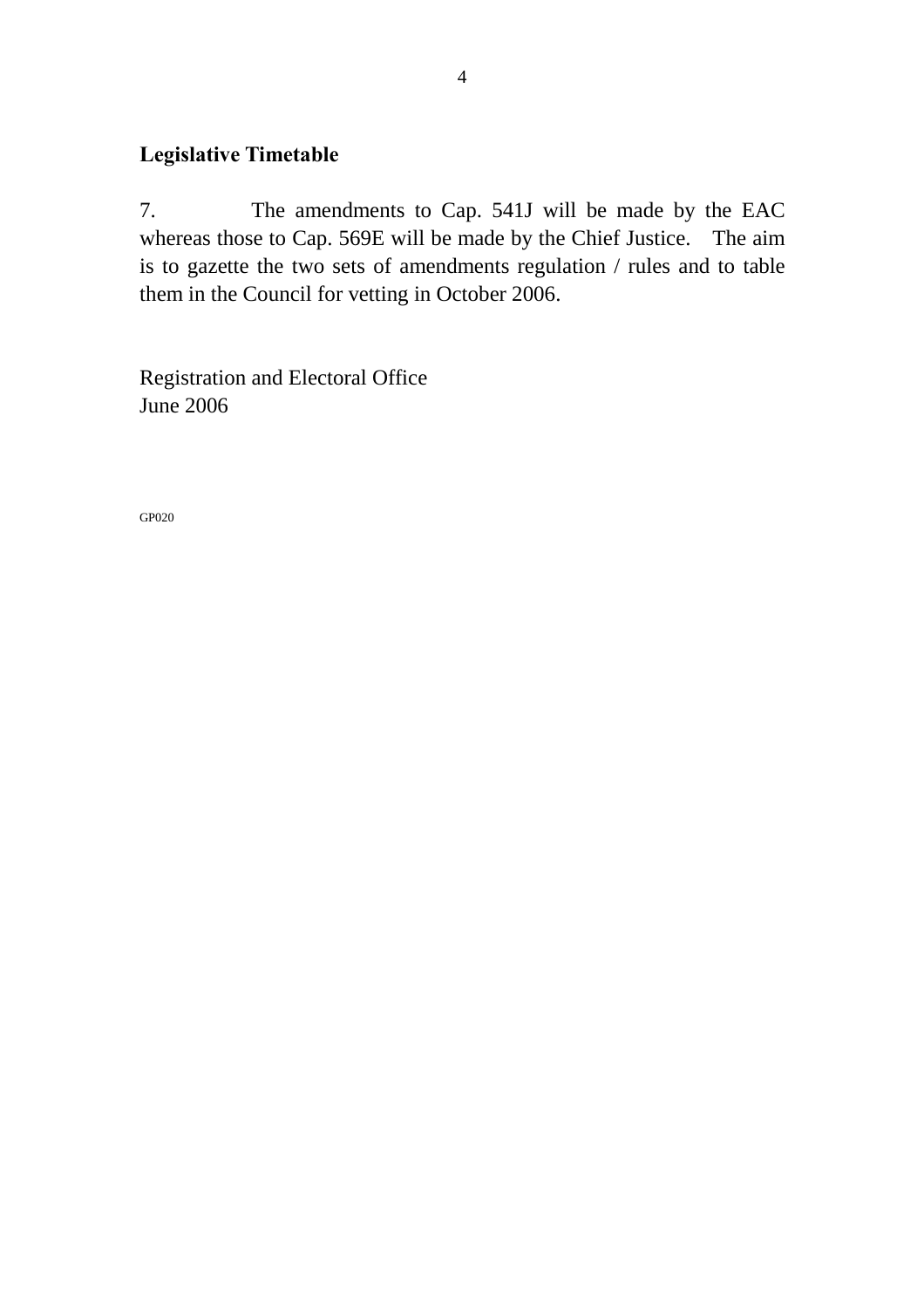## Legislative Timetable

7. The amendments to Cap. 541J will be made by the EAC whereas those to Cap. 569E will be made by the Chief Justice. The aim is to gazette the two sets of amendments regulation / rules and to table them in the Council for vetting in October 2006.

Registration and Electoral Office
June 2006

GP020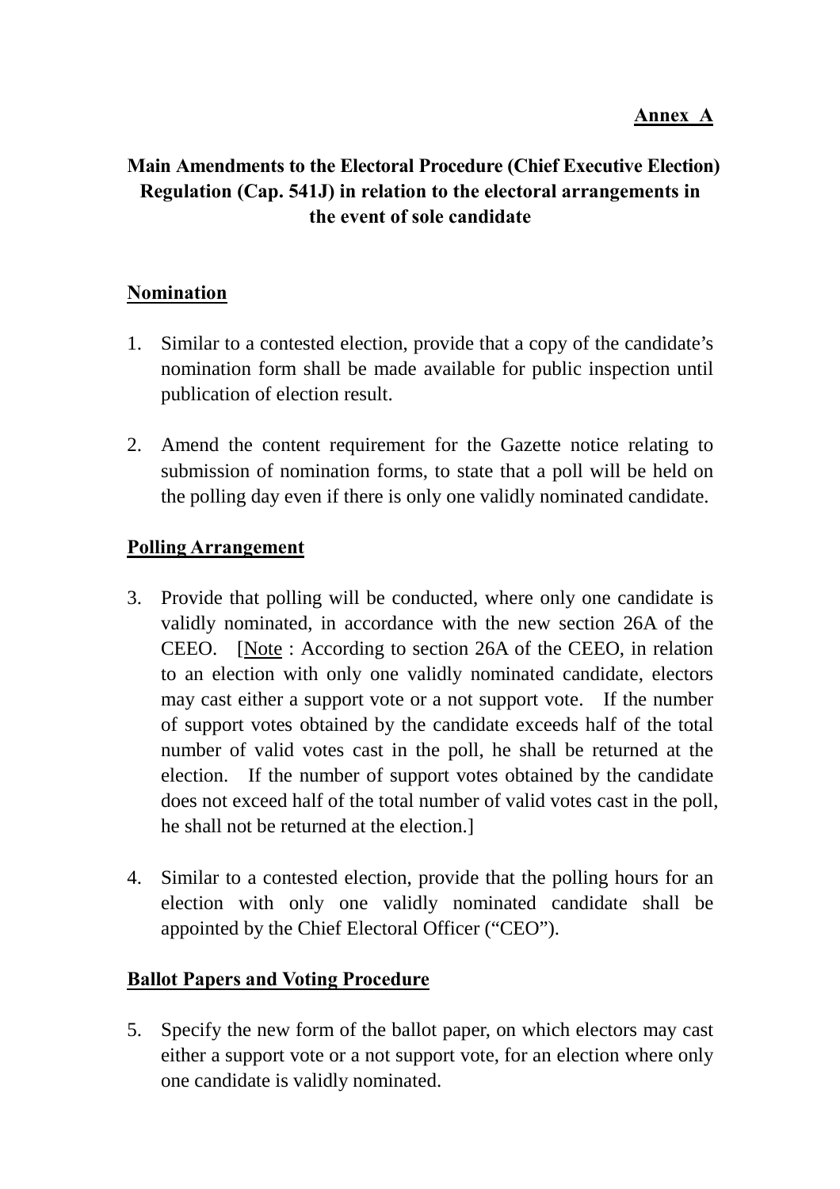**Annex A**

# Main Amendments to the Electoral Procedure (Chief Executive Election) Regulation (Cap. 541J) in relation to the electoral arrangements in the event of sole candidate

## Nomination

1. Similar to a contested election, provide that a copy of the candidate's nomination form shall be made available for public inspection until publication of election result.

2. Amend the content requirement for the Gazette notice relating to submission of nomination forms, to state that a poll will be held on the polling day even if there is only one validly nominated candidate.

## Polling Arrangement

3. Provide that polling will be conducted, where only one candidate is validly nominated, in accordance with the new section 26A of the CEEO. [Note : According to section 26A of the CEEO, in relation to an election with only one validly nominated candidate, electors may cast either a support vote or a not support vote. If the number of support votes obtained by the candidate exceeds half of the total number of valid votes cast in the poll, he shall be returned at the election. If the number of support votes obtained by the candidate does not exceed half of the total number of valid votes cast in the poll, he shall not be returned at the election.]

4. Similar to a contested election, provide that the polling hours for an election with only one validly nominated candidate shall be appointed by the Chief Electoral Officer ("CEO").

## Ballot Papers and Voting Procedure

5. Specify the new form of the ballot paper, on which electors may cast either a support vote or a not support vote, for an election where only one candidate is validly nominated.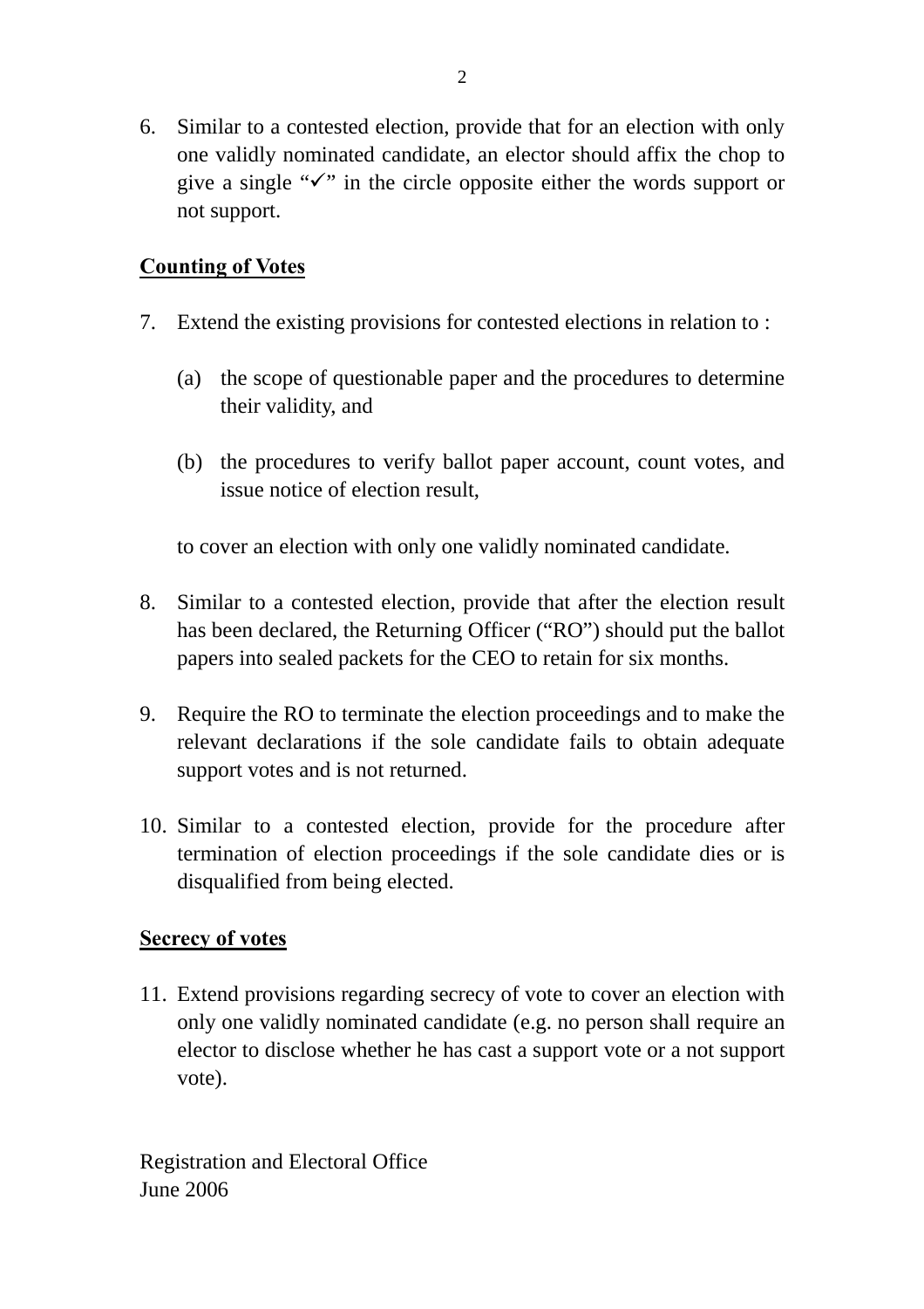6. Similar to a contested election, provide that for an election with only one validly nominated candidate, an elector should affix the chop to give a single "✓" in the circle opposite either the words support or not support.

**Counting of Votes**

7. Extend the existing provisions for contested elections in relation to :

   (a) the scope of questionable paper and the procedures to determine their validity, and

   (b) the procedures to verify ballot paper account, count votes, and issue notice of election result,

   to cover an election with only one validly nominated candidate.

8. Similar to a contested election, provide that after the election result has been declared, the Returning Officer ("RO") should put the ballot papers into sealed packets for the CEO to retain for six months.

9. Require the RO to terminate the election proceedings and to make the relevant declarations if the sole candidate fails to obtain adequate support votes and is not returned.

10. Similar to a contested election, provide for the procedure after termination of election proceedings if the sole candidate dies or is disqualified from being elected.

**Secrecy of votes**

11. Extend provisions regarding secrecy of vote to cover an election with only one validly nominated candidate (e.g. no person shall require an elector to disclose whether he has cast a support vote or a not support vote).

Registration and Electoral Office
June 2006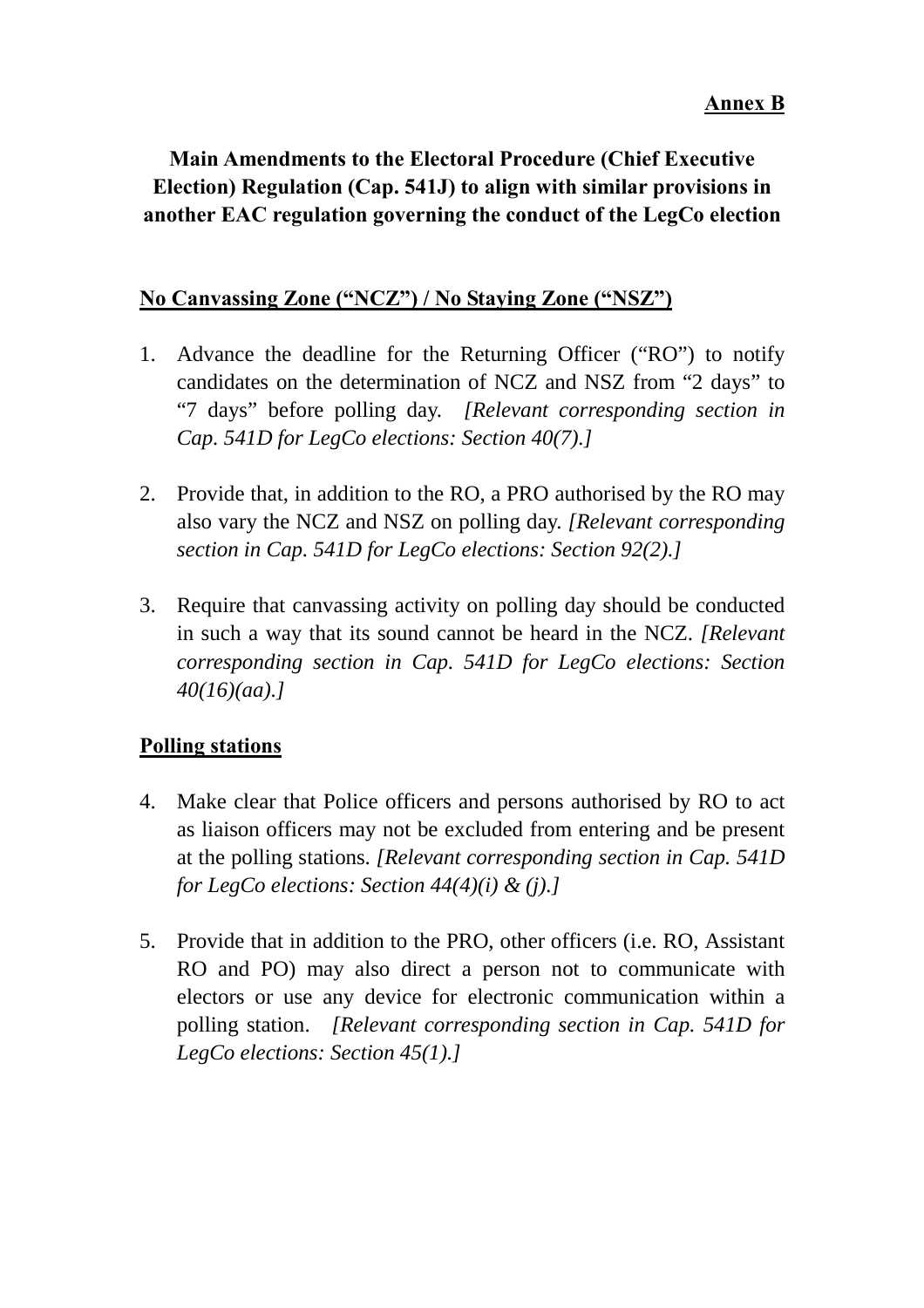**Annex B**

# Main Amendments to the Electoral Procedure (Chief Executive Election) Regulation (Cap. 541J) to align with similar provisions in another EAC regulation governing the conduct of the LegCo election

## No Canvassing Zone ("NCZ") / No Staying Zone ("NSZ")

1. Advance the deadline for the Returning Officer ("RO") to notify candidates on the determination of NCZ and NSZ from "2 days" to "7 days" before polling day. *[Relevant corresponding section in Cap. 541D for LegCo elections: Section 40(7).]*

2. Provide that, in addition to the RO, a PRO authorised by the RO may also vary the NCZ and NSZ on polling day. *[Relevant corresponding section in Cap. 541D for LegCo elections: Section 92(2).]*

3. Require that canvassing activity on polling day should be conducted in such a way that its sound cannot be heard in the NCZ. *[Relevant corresponding section in Cap. 541D for LegCo elections: Section 40(16)(aa).]*

## Polling stations

4. Make clear that Police officers and persons authorised by RO to act as liaison officers may not be excluded from entering and be present at the polling stations. *[Relevant corresponding section in Cap. 541D for LegCo elections: Section 44(4)(i) & (j).]*

5. Provide that in addition to the PRO, other officers (i.e. RO, Assistant RO and PO) may also direct a person not to communicate with electors or use any device for electronic communication within a polling station. *[Relevant corresponding section in Cap. 541D for LegCo elections: Section 45(1).]*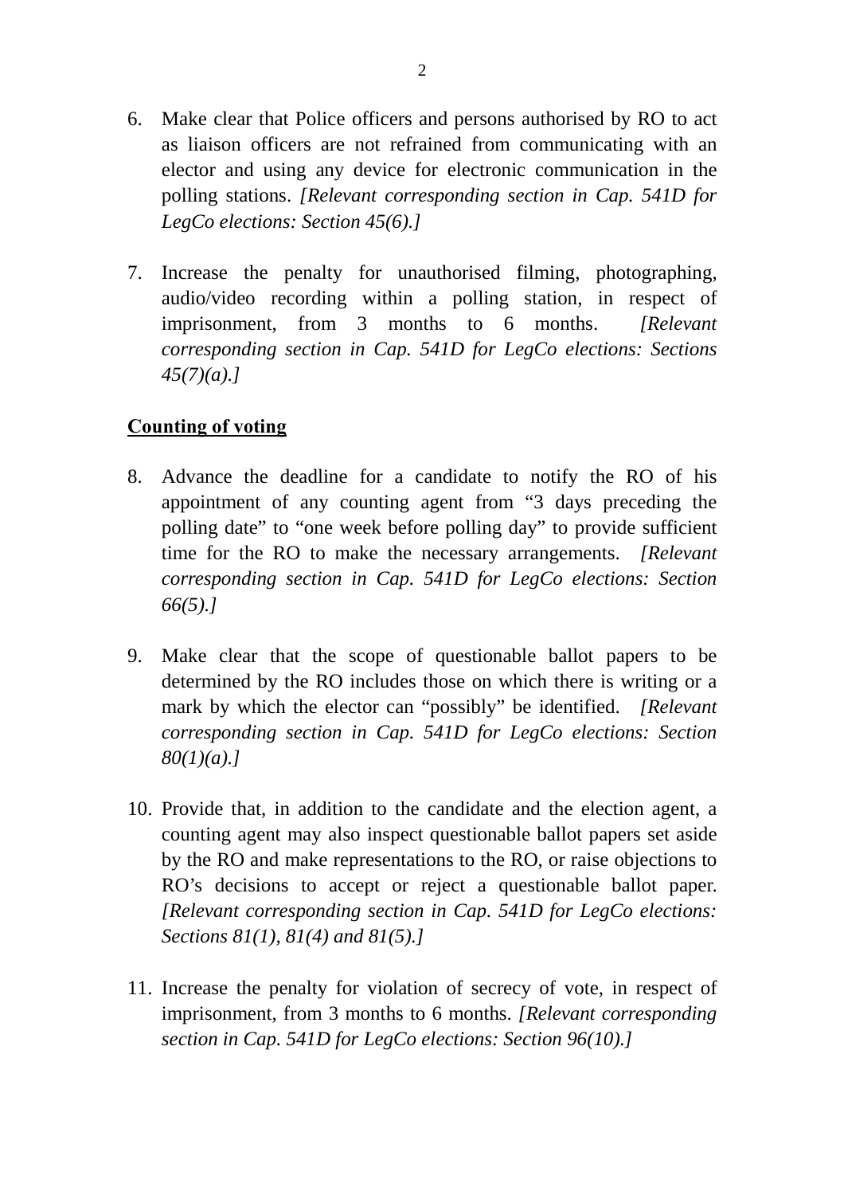6. Make clear that Police officers and persons authorised by RO to act as liaison officers are not refrained from communicating with an elector and using any device for electronic communication in the polling stations. *[Relevant corresponding section in Cap. 541D for LegCo elections: Section 45(6).]*

7. Increase the penalty for unauthorised filming, photographing, audio/video recording within a polling station, in respect of imprisonment, from 3 months to 6 months. *[Relevant corresponding section in Cap. 541D for LegCo elections: Sections 45(7)(a).]*

**<u>Counting of voting</u>**

8. Advance the deadline for a candidate to notify the RO of his appointment of any counting agent from “3 days preceding the polling date” to “one week before polling day” to provide sufficient time for the RO to make the necessary arrangements. *[Relevant corresponding section in Cap. 541D for LegCo elections: Section 66(5).]*

9. Make clear that the scope of questionable ballot papers to be determined by the RO includes those on which there is writing or a mark by which the elector can “possibly” be identified. *[Relevant corresponding section in Cap. 541D for LegCo elections: Section 80(1)(a).]*

10. Provide that, in addition to the candidate and the election agent, a counting agent may also inspect questionable ballot papers set aside by the RO and make representations to the RO, or raise objections to RO’s decisions to accept or reject a questionable ballot paper. *[Relevant corresponding section in Cap. 541D for LegCo elections: Sections 81(1), 81(4) and 81(5).]*

11. Increase the penalty for violation of secrecy of vote, in respect of imprisonment, from 3 months to 6 months. *[Relevant corresponding section in Cap. 541D for LegCo elections: Section 96(10).]*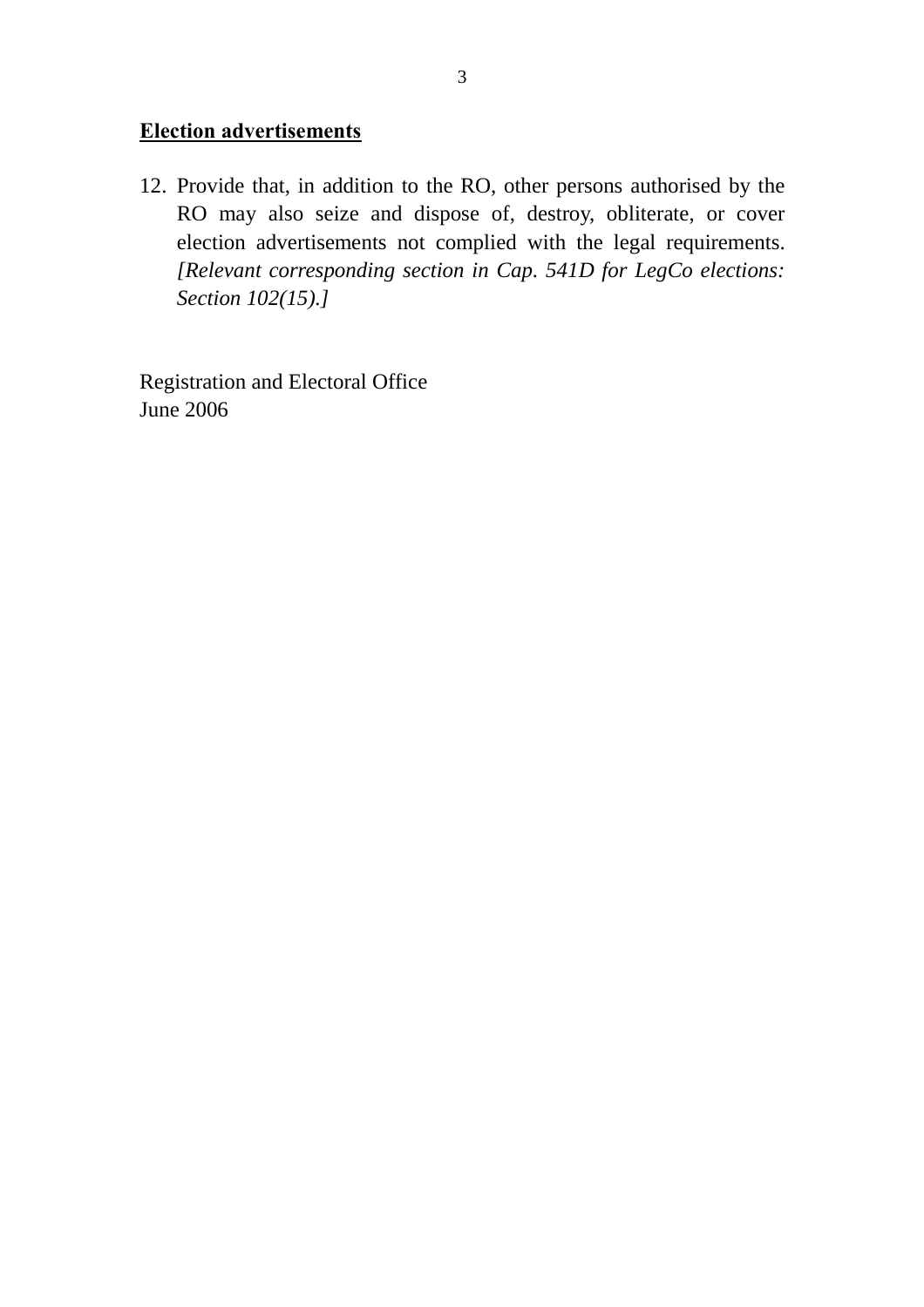**Election advertisements**

12. Provide that, in addition to the RO, other persons authorised by the RO may also seize and dispose of, destroy, obliterate, or cover election advertisements not complied with the legal requirements. *[Relevant corresponding section in Cap. 541D for LegCo elections: Section 102(15).]*

Registration and Electoral Office
June 2006